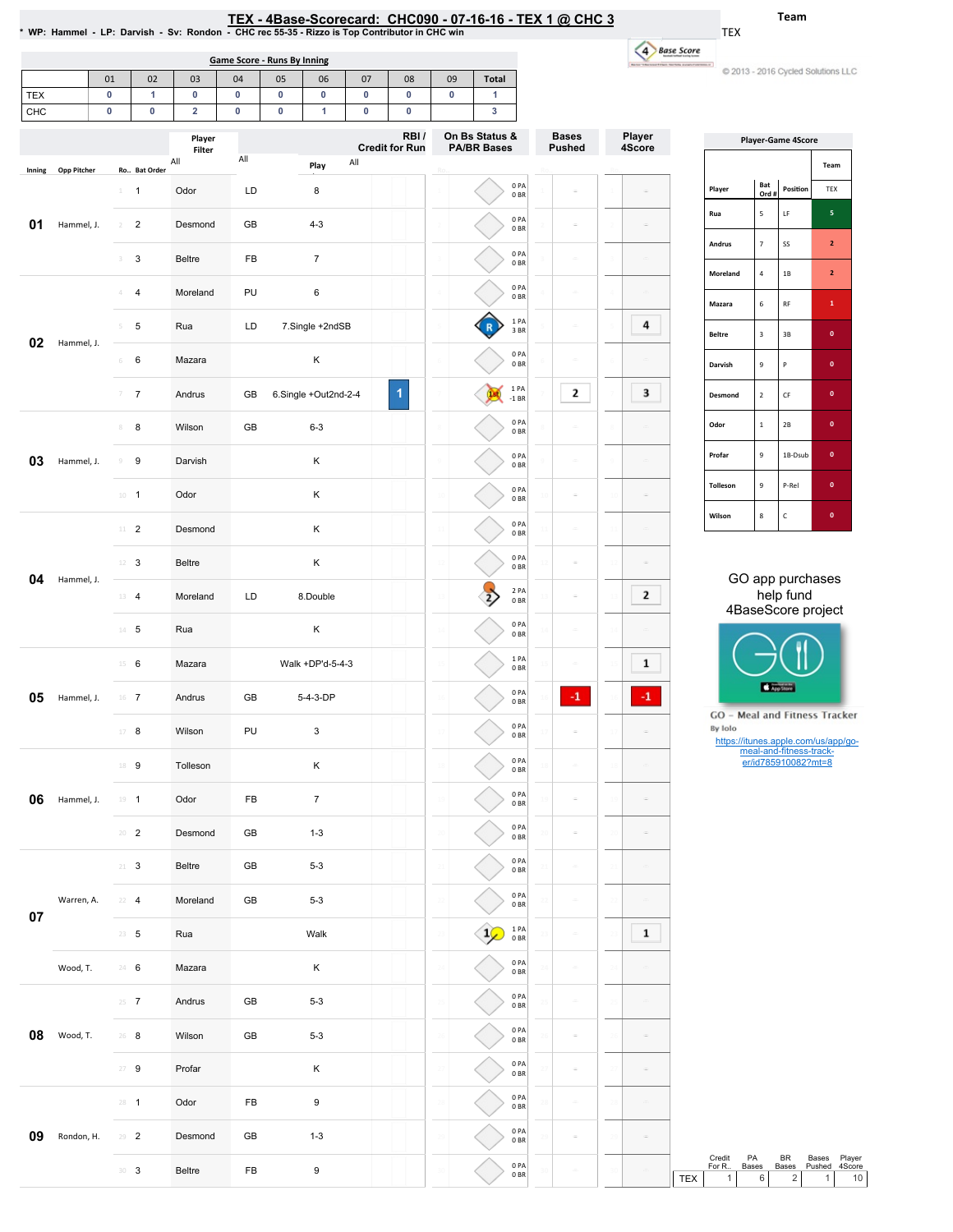# TEX - 4Base-Scorecard: CHC090 - 07-16-16 - TEX 1 @ CHC 3

* WP: Hammel - LP: Darvish - Sv: Rondon - CHC rec 55-35 - Rizzo is Top Contributor in CHC win

Team: TEX

© 2013 - 2016 Cycled Solutions LLC

## Game Score - Runs By Inning

| | 01 | 02 | 03 | 04 | 05 | 06 | 07 | 08 | 09 | Total |
|---|---|---|---|---|---|---|---|---|---|---|
| TEX | 0 | 1 | 0 | 0 | 0 | 0 | 0 | 0 | 0 | 1 |
| CHC | 0 | 0 | 2 | 0 | 0 | 1 | 0 | 0 | | 3 |

| Inning | Opp Pitcher | Ro.. | Bat Order | Player | | Play | RBI / Credit for Run | On Bs Status & PA/BR Bases | Bases Pushed | Player 4Score |
|---|---|---|---|---|---|---|---|---|---|---|
| 01 | Hammel, J. | 1 | 1 | Odor | LD | 8 | | 0 PA 0 BR | | |
| | | 2 | 2 | Desmond | GB | 4-3 | | 0 PA 0 BR | | |
| | | 3 | 3 | Beltre | FB | 7 | | 0 PA 0 BR | | |
| 02 | Hammel, J. | 4 | 4 | Moreland | PU | 6 | | 0 PA 0 BR | | |
| | | 5 | 5 | Rua | LD | 7.Single +2ndSB | | 1 PA 3 BR | | 4 |
| | | 6 | 6 | Mazara | | K | | 0 PA 0 BR | | |
| | | 7 | 7 | Andrus | GB | 6.Single +Out2nd-2-4 | 1 | 1 PA -1 BR | 2 | 3 |
| 03 | Hammel, J. | 8 | 8 | Wilson | GB | 6-3 | | 0 PA 0 BR | | |
| | | 9 | 9 | Darvish | | K | | 0 PA 0 BR | | |
| | | 10 | 1 | Odor | | K | | 0 PA 0 BR | | |
| 04 | Hammel, J. | 11 | 2 | Desmond | | K | | 0 PA 0 BR | | |
| | | 12 | 3 | Beltre | | K | | 0 PA 0 BR | | |
| | | 13 | 4 | Moreland | LD | 8.Double | | 2 PA 0 BR | | 2 |
| | | 14 | 5 | Rua | | K | | 0 PA 0 BR | | |
| 05 | Hammel, J. | 15 | 6 | Mazara | | Walk +DP'd-5-4-3 | | 1 PA 0 BR | | 1 |
| | | 16 | 7 | Andrus | GB | 5-4-3-DP | | 0 PA 0 BR | -1 | -1 |
| | | 17 | 8 | Wilson | PU | 3 | | 0 PA 0 BR | | |
| 06 | Hammel, J. | 18 | 9 | Tolleson | | K | | 0 PA 0 BR | | |
| | | 19 | 1 | Odor | FB | 7 | | 0 PA 0 BR | | |
| | | 20 | 2 | Desmond | GB | 1-3 | | 0 PA 0 BR | | |
| 07 | Warren, A. | 21 | 3 | Beltre | GB | 5-3 | | 0 PA 0 BR | | |
| | | 22 | 4 | Moreland | GB | 5-3 | | 0 PA 0 BR | | |
| | | 23 | 5 | Rua | | Walk | | 1 PA 0 BR | | 1 |
| | Wood, T. | 24 | 6 | Mazara | | K | | 0 PA 0 BR | | |
| 08 | Wood, T. | 25 | 7 | Andrus | GB | 5-3 | | 0 PA 0 BR | | |
| | | 26 | 8 | Wilson | GB | 5-3 | | 0 PA 0 BR | | |
| | | 27 | 9 | Profar | | K | | 0 PA 0 BR | | |
| 09 | Rondon, H. | 28 | 1 | Odor | FB | 9 | | 0 PA 0 BR | | |
| | | 29 | 2 | Desmond | GB | 1-3 | | 0 PA 0 BR | | |
| | | 30 | 3 | Beltre | FB | 9 | | 0 PA 0 BR | | |

## Player-Game 4Score

| Player | Bat Ord # | Position | TEX |
|---|---|---|---|
| Rua | 5 | LF | 5 |
| Andrus | 7 | SS | 2 |
| Moreland | 4 | 1B | 2 |
| Mazara | 6 | RF | 1 |
| Beltre | 3 | 3B | 0 |
| Darvish | 9 | P | 0 |
| Desmond | 2 | CF | 0 |
| Odor | 1 | 2B | 0 |
| Profar | 9 | 1B-Dsub | 0 |
| Tolleson | 9 | P-Rel | 0 |
| Wilson | 8 | C | 0 |

GO app purchases help fund 4BaseScore project

GO - Meal and Fitness Tracker
By Iolo
https://itunes.apple.com/us/app/go-meal-and-fitness-track-er/id785910082?mt=8

| | Credit For R.. | PA Bases | BR Bases | Bases Pushed | Player 4Score |
|---|---|---|---|---|---|
| TEX | 1 | 6 | 2 | 1 | 10 |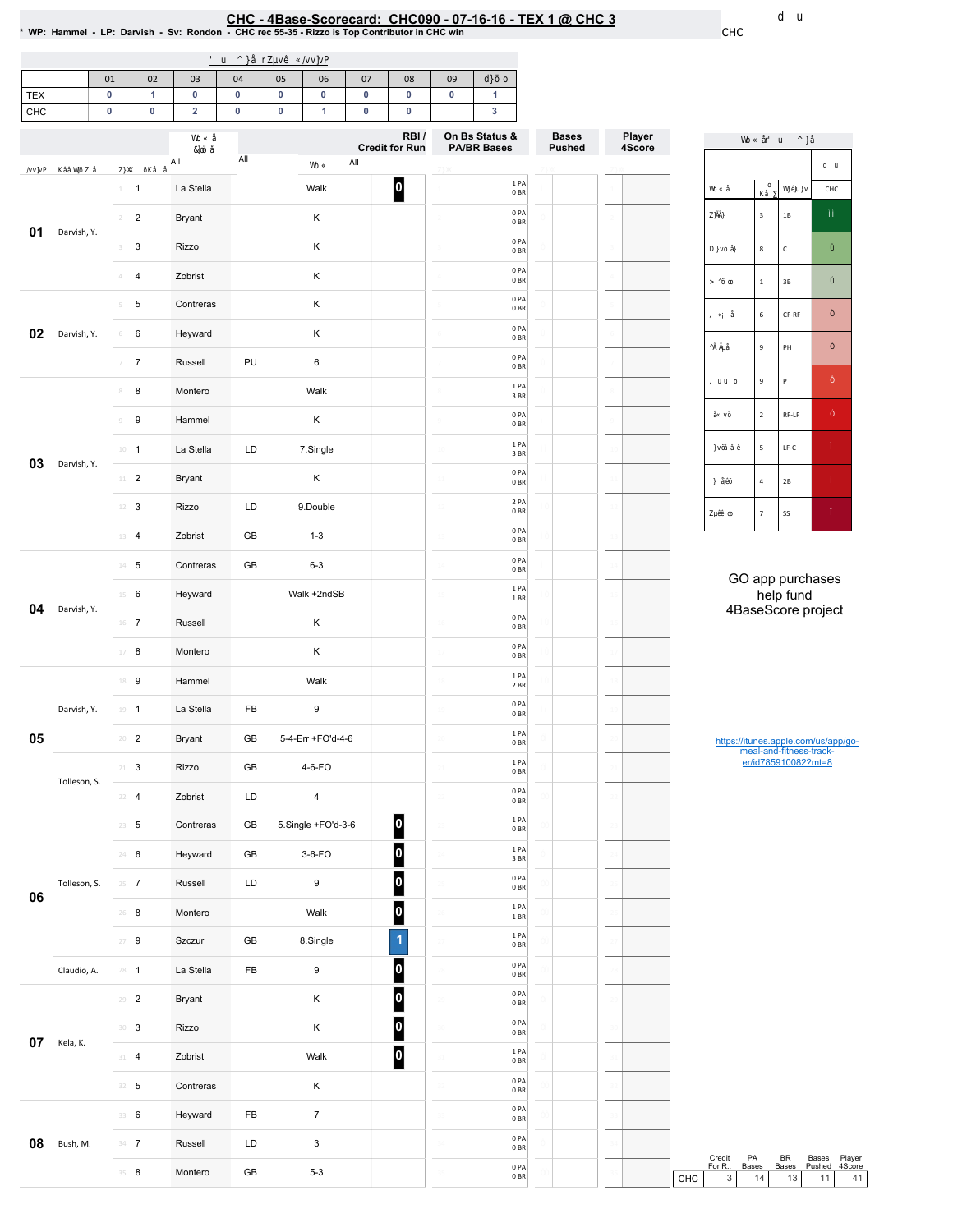# CHC - 4Base-Scorecard: CHC090 - 07-16-16 - TEX 1 @ CHC 3

* WP: Hammel - LP: Darvish - Sv: Rondon - CHC rec 55-35 - Rizzo is Top Contributor in CHC win

CHC

| | 01 | 02 | 03 | 04 | 05 | 06 | 07 | 08 | 09 | |
|---|---|---|---|---|---|---|---|---|---|---|
| TEX | 0 | 1 | 0 | 0 | 0 | 0 | 0 | 0 | 0 | 1 |
| CHC | 0 | 0 | 2 | 0 | 0 | 1 | 0 | 0 | | 3 |

| Inning | Pitcher | # | Bat | Player | Ball | Result | RBI / Credit for Run | On Bs Status & PA/BR Bases | Bases Pushed | Player 4Score |
|---|---|---|---|---|---|---|---|---|---|---|
| 01 | Darvish, Y. | 1 | 1 | La Stella | | Walk | 0 | 1 PA 0 BR | | |
| | | 2 | 2 | Bryant | | K | | 0 PA 0 BR | | |
| | | 3 | 3 | Rizzo | | K | | 0 PA 0 BR | | |
| | | 4 | 4 | Zobrist | | K | | 0 PA 0 BR | | |
| 02 | Darvish, Y. | 5 | 5 | Contreras | | K | | 0 PA 0 BR | | |
| | | 6 | 6 | Heyward | | K | | 0 PA 0 BR | | |
| | | 7 | 7 | Russell | PU | 6 | | 0 PA 0 BR | | |
| 03 | Darvish, Y. | 8 | 8 | Montero | | Walk | | 1 PA 3 BR | | |
| | | 9 | 9 | Hammel | | K | | 0 PA 0 BR | | |
| | | 10 | 1 | La Stella | LD | 7.Single | | 1 PA 3 BR | | |
| | | 11 | 2 | Bryant | | K | | 0 PA 0 BR | | |
| | | 12 | 3 | Rizzo | LD | 9.Double | | 2 PA 0 BR | | |
| | | 13 | 4 | Zobrist | GB | 1-3 | | 0 PA 0 BR | | |
| 04 | Darvish, Y. | 14 | 5 | Contreras | GB | 6-3 | | 0 PA 0 BR | | |
| | | 15 | 6 | Heyward | | Walk +2ndSB | | 1 PA 1 BR | | |
| | | 16 | 7 | Russell | | K | | 0 PA 0 BR | | |
| | | 17 | 8 | Montero | | K | | 0 PA 0 BR | | |
| 05 | Darvish, Y. | 18 | 9 | Hammel | | Walk | | 1 PA 2 BR | | |
| | | 19 | 1 | La Stella | FB | 9 | | 0 PA 0 BR | | |
| | | 20 | 2 | Bryant | GB | 5-4-Err +FO'd-4-6 | | 1 PA 0 BR | | |
| | Tolleson, S. | 21 | 3 | Rizzo | GB | 4-6-FO | | 1 PA 0 BR | | |
| | | 22 | 4 | Zobrist | LD | 4 | | 0 PA 0 BR | | |
| 06 | Tolleson, S. | 23 | 5 | Contreras | GB | 5.Single +FO'd-3-6 | 0 | 1 PA 0 BR | | |
| | | 24 | 6 | Heyward | GB | 3-6-FO | 0 | 1 PA 3 BR | | |
| | | 25 | 7 | Russell | LD | 9 | 0 | 0 PA 0 BR | | |
| | | 26 | 8 | Montero | | Walk | 0 | 1 PA 1 BR | | |
| | | 27 | 9 | Szczur | GB | 8.Single | 1 | 1 PA 0 BR | | |
| | Claudio, A. | 28 | 1 | La Stella | FB | 9 | 0 | 0 PA 0 BR | | |
| 07 | Kela, K. | 29 | 2 | Bryant | | K | 0 | 0 PA 0 BR | | |
| | | 30 | 3 | Rizzo | | K | 0 | 0 PA 0 BR | | |
| | | 31 | 4 | Zobrist | | Walk | 0 | 1 PA 0 BR | | |
| | | 32 | 5 | Contreras | | K | | 0 PA 0 BR | | |
| 08 | Bush, M. | 33 | 6 | Heyward | FB | 7 | | 0 PA 0 BR | | |
| | | 34 | 7 | Russell | LD | 3 | | 0 PA 0 BR | | |
| | | 35 | 8 | Montero | GB | 5-3 | | 0 PA 0 BR | | |

| Player | Bat Order | Position | CHC |
|---|---|---|---|
| | 3 | 1B | |
| | 8 | C | |
| | 1 | 3B | |
| | 6 | CF-RF | |
| | 9 | PH | |
| | 9 | P | |
| | 2 | RF-LF | |
| | 5 | LF-C | |
| | 4 | 2B | |
| | 7 | SS | |

GO app purchases help fund 4BaseScore project

https://itunes.apple.com/us/app/go-meal-and-fitness-track-er/id785910082?mt=8

| | Credit For R.. | PA Bases | BR Bases | Bases Pushed | Player 4Score |
|---|---|---|---|---|---|
| CHC | 3 | 14 | 13 | 11 | 41 |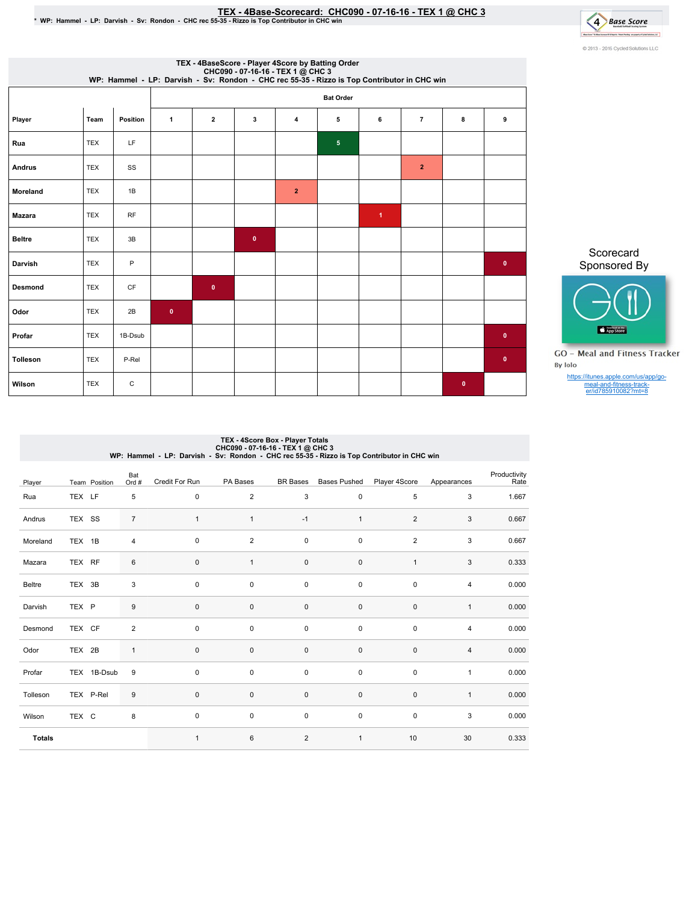# TEX - 4Base-Scorecard: CHC090 - 07-16-16 - TEX 1 @ CHC 3

* WP: Hammel - LP: Darvish - Sv: Rondon - CHC rec 55-35 - Rizzo is Top Contributor in CHC win

© 2013 - 2016 Cycled Solutions LLC

## TEX - 4BaseScore - Player 4Score by Batting Order

CHC090 - 07-16-16 - TEX 1 @ CHC 3
WP: Hammel - LP: Darvish - Sv: Rondon - CHC rec 55-35 - Rizzo is Top Contributor in CHC win

| | | | Bat Order | | | | | | | | |
|---|---|---|---|---|---|---|---|---|---|---|---|
| Player | Team | Position | 1 | 2 | 3 | 4 | 5 | 6 | 7 | 8 | 9 |
| Rua | TEX | LF | | | | | 5 | | | | |
| Andrus | TEX | SS | | | | | | | 2 | | |
| Moreland | TEX | 1B | | | | 2 | | | | | |
| Mazara | TEX | RF | | | | | | 1 | | | |
| Beltre | TEX | 3B | | | 0 | | | | | | |
| Darvish | TEX | P | | | | | | | | | 0 |
| Desmond | TEX | CF | | 0 | | | | | | | |
| Odor | TEX | 2B | 0 | | | | | | | | |
| Profar | TEX | 1B-Dsub | | | | | | | | | 0 |
| Tolleson | TEX | P-Rel | | | | | | | | | 0 |
| Wilson | TEX | C | | | | | | | | 0 | |

Scorecard Sponsored By

GO - Meal and Fitness Tracker
By Iolo

https://itunes.apple.com/us/app/go-meal-and-fitness-track-er/id785910082?mt=8

## TEX - 4Score Box - Player Totals

CHC090 - 07-16-16 - TEX 1 @ CHC 3
WP: Hammel - LP: Darvish - Sv: Rondon - CHC rec 55-35 - Rizzo is Top Contributor in CHC win

| Player | Team | Position | Bat Ord # | Credit For Run | PA Bases | BR Bases | Bases Pushed | Player 4Score | Appearances | Productivity Rate |
|---|---|---|---|---|---|---|---|---|---|---|
| Rua | TEX | LF | 5 | 0 | 2 | 3 | 0 | 5 | 3 | 1.667 |
| Andrus | TEX | SS | 7 | 1 | 1 | -1 | 1 | 2 | 3 | 0.667 |
| Moreland | TEX | 1B | 4 | 0 | 2 | 0 | 0 | 2 | 3 | 0.667 |
| Mazara | TEX | RF | 6 | 0 | 1 | 0 | 0 | 1 | 3 | 0.333 |
| Beltre | TEX | 3B | 3 | 0 | 0 | 0 | 0 | 0 | 4 | 0.000 |
| Darvish | TEX | P | 9 | 0 | 0 | 0 | 0 | 0 | 1 | 0.000 |
| Desmond | TEX | CF | 2 | 0 | 0 | 0 | 0 | 0 | 4 | 0.000 |
| Odor | TEX | 2B | 1 | 0 | 0 | 0 | 0 | 0 | 4 | 0.000 |
| Profar | TEX | 1B-Dsub | 9 | 0 | 0 | 0 | 0 | 0 | 1 | 0.000 |
| Tolleson | TEX | P-Rel | 9 | 0 | 0 | 0 | 0 | 0 | 1 | 0.000 |
| Wilson | TEX | C | 8 | 0 | 0 | 0 | 0 | 0 | 3 | 0.000 |
| **Totals** | | | | 1 | 6 | 2 | 1 | 10 | 30 | 0.333 |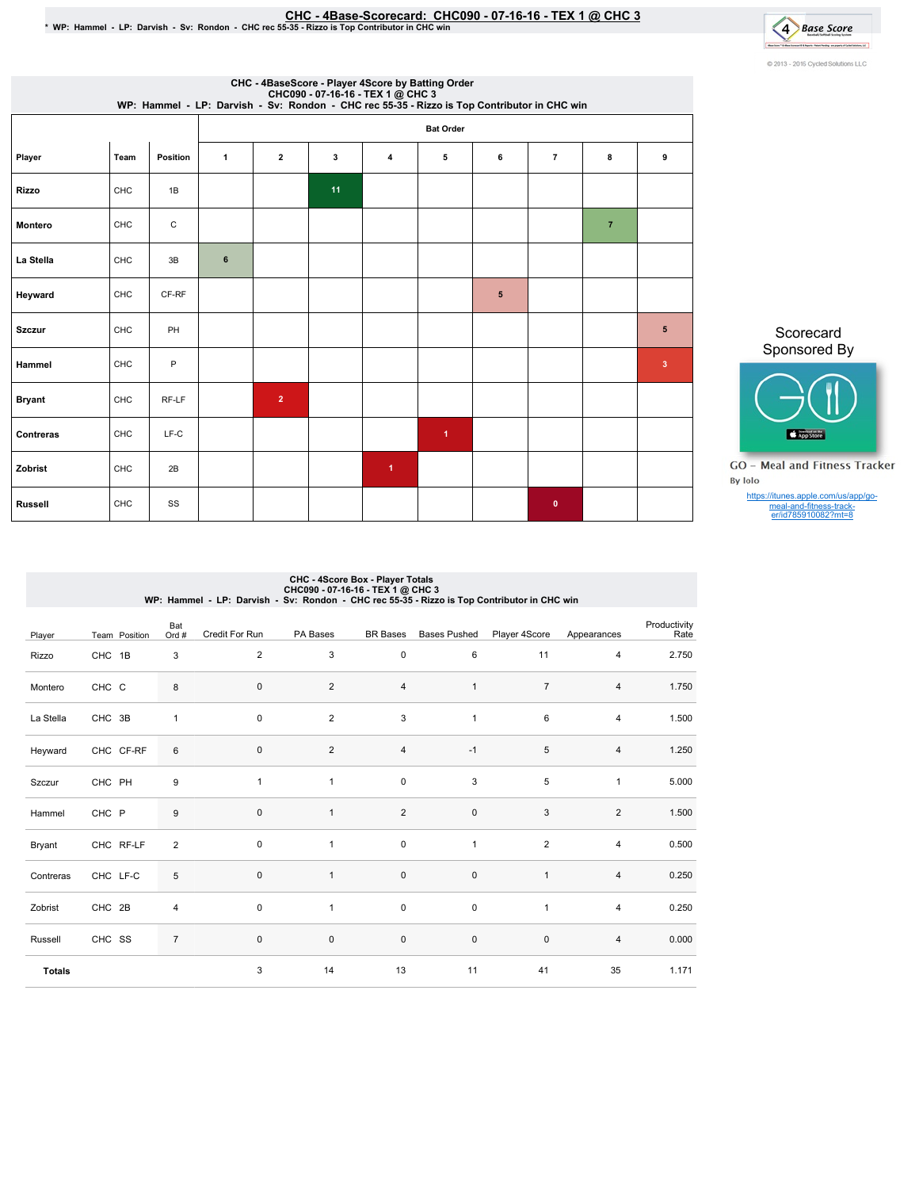# CHC - 4Base-Scorecard: CHC090 - 07-16-16 - TEX 1 @ CHC 3

\* WP: Hammel - LP: Darvish - Sv: Rondon - CHC rec 55-35 - Rizzo is Top Contributor in CHC win

© 2013 - 2016 Cycled Solutions LLC

## CHC - 4BaseScore - Player 4Score by Batting Order
CHC090 - 07-16-16 - TEX 1 @ CHC 3
WP: Hammel - LP: Darvish - Sv: Rondon - CHC rec 55-35 - Rizzo is Top Contributor in CHC win

| Player | Team | Position | Bat Order 1 | 2 | 3 | 4 | 5 | 6 | 7 | 8 | 9 |
|---|---|---|---|---|---|---|---|---|---|---|---|
| Rizzo | CHC | 1B | | | 11 | | | | | | |
| Montero | CHC | C | | | | | | | | 7 | |
| La Stella | CHC | 3B | 6 | | | | | | | | |
| Heyward | CHC | CF-RF | | | | | | 5 | | | |
| Szczur | CHC | PH | | | | | | | | | 5 |
| Hammel | CHC | P | | | | | | | | | 3 |
| Bryant | CHC | RF-LF | | 2 | | | | | | | |
| Contreras | CHC | LF-C | | | | | 1 | | | | |
| Zobrist | CHC | 2B | | | | 1 | | | | | |
| Russell | CHC | SS | | | | | | | 0 | | |

Scorecard Sponsored By

GO - Meal and Fitness Tracker
By Iolo

https://itunes.apple.com/us/app/go-meal-and-fitness-track-er/id785910082?mt=8

## CHC - 4Score Box - Player Totals
CHC090 - 07-16-16 - TEX 1 @ CHC 3
WP: Hammel - LP: Darvish - Sv: Rondon - CHC rec 55-35 - Rizzo is Top Contributor in CHC win

| Player | Team | Position | Bat Ord # | Credit For Run | PA Bases | BR Bases | Bases Pushed | Player 4Score | Appearances | Productivity Rate |
|---|---|---|---|---|---|---|---|---|---|---|
| Rizzo | CHC | 1B | 3 | 2 | 3 | 0 | 6 | 11 | 4 | 2.750 |
| Montero | CHC | C | 8 | 0 | 2 | 4 | 1 | 7 | 4 | 1.750 |
| La Stella | CHC | 3B | 1 | 0 | 2 | 3 | 1 | 6 | 4 | 1.500 |
| Heyward | CHC | CF-RF | 6 | 0 | 2 | 4 | -1 | 5 | 4 | 1.250 |
| Szczur | CHC | PH | 9 | 1 | 1 | 0 | 3 | 5 | 1 | 5.000 |
| Hammel | CHC | P | 9 | 0 | 1 | 2 | 0 | 3 | 2 | 1.500 |
| Bryant | CHC | RF-LF | 2 | 0 | 1 | 0 | 1 | 2 | 4 | 0.500 |
| Contreras | CHC | LF-C | 5 | 0 | 1 | 0 | 0 | 1 | 4 | 0.250 |
| Zobrist | CHC | 2B | 4 | 0 | 1 | 0 | 0 | 1 | 4 | 0.250 |
| Russell | CHC | SS | 7 | 0 | 0 | 0 | 0 | 0 | 4 | 0.000 |
| **Totals** | | | | 3 | 14 | 13 | 11 | 41 | 35 | 1.171 |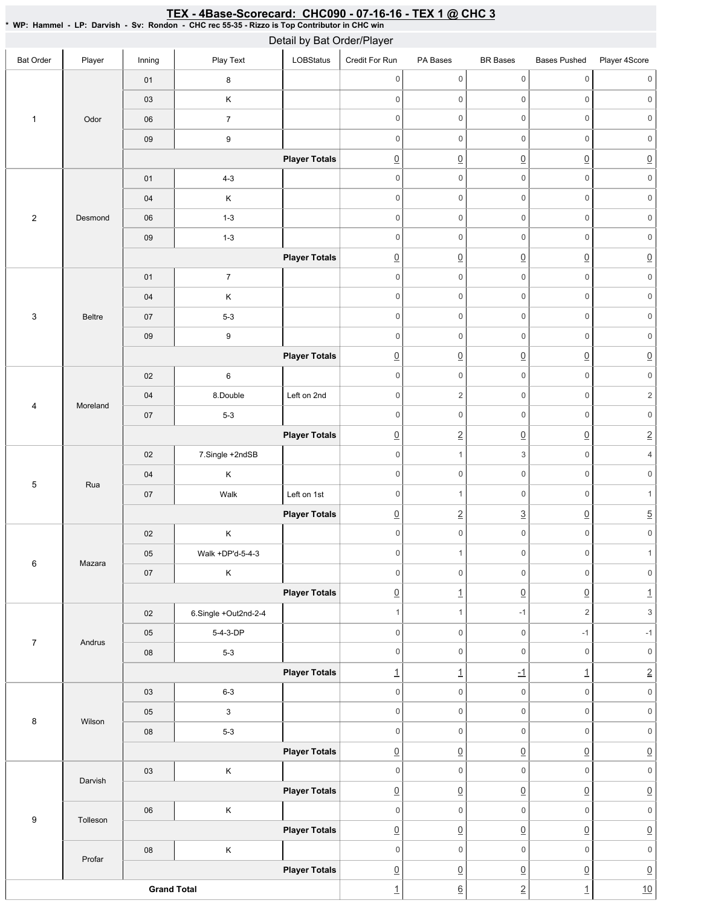# TEX - 4Base-Scorecard: CHC090 - 07-16-16 - TEX 1 @ CHC 3

* WP: Hammel - LP: Darvish - Sv: Rondon - CHC rec 55-35 - Rizzo is Top Contributor in CHC win

## Detail by Bat Order/Player

| Bat Order | Player | Inning | Play Text | LOBStatus | Credit For Run | PA Bases | BR Bases | Bases Pushed | Player 4Score |
|---|---|---|---|---|---|---|---|---|---|
| 1 | Odor | 01 | 8 | | 0 | 0 | 0 | 0 | 0 |
| | | 03 | K | | 0 | 0 | 0 | 0 | 0 |
| | | 06 | 7 | | 0 | 0 | 0 | 0 | 0 |
| | | 09 | 9 | | 0 | 0 | 0 | 0 | 0 |
| | | | | **Player Totals** | 0 | 0 | 0 | 0 | 0 |
| 2 | Desmond | 01 | 4-3 | | 0 | 0 | 0 | 0 | 0 |
| | | 04 | K | | 0 | 0 | 0 | 0 | 0 |
| | | 06 | 1-3 | | 0 | 0 | 0 | 0 | 0 |
| | | 09 | 1-3 | | 0 | 0 | 0 | 0 | 0 |
| | | | | **Player Totals** | 0 | 0 | 0 | 0 | 0 |
| 3 | Beltre | 01 | 7 | | 0 | 0 | 0 | 0 | 0 |
| | | 04 | K | | 0 | 0 | 0 | 0 | 0 |
| | | 07 | 5-3 | | 0 | 0 | 0 | 0 | 0 |
| | | 09 | 9 | | 0 | 0 | 0 | 0 | 0 |
| | | | | **Player Totals** | 0 | 0 | 0 | 0 | 0 |
| 4 | Moreland | 02 | 6 | | 0 | 0 | 0 | 0 | 0 |
| | | 04 | 8.Double | Left on 2nd | 0 | 2 | 0 | 0 | 2 |
| | | 07 | 5-3 | | 0 | 0 | 0 | 0 | 0 |
| | | | | **Player Totals** | 0 | 2 | 0 | 0 | 2 |
| 5 | Rua | 02 | 7.Single +2ndSB | | 0 | 1 | 3 | 0 | 4 |
| | | 04 | K | | 0 | 0 | 0 | 0 | 0 |
| | | 07 | Walk | Left on 1st | 0 | 1 | 0 | 0 | 1 |
| | | | | **Player Totals** | 0 | 2 | 3 | 0 | 5 |
| 6 | Mazara | 02 | K | | 0 | 0 | 0 | 0 | 0 |
| | | 05 | Walk +DP'd-5-4-3 | | 0 | 1 | 0 | 0 | 1 |
| | | 07 | K | | 0 | 0 | 0 | 0 | 0 |
| | | | | **Player Totals** | 0 | 1 | 0 | 0 | 1 |
| 7 | Andrus | 02 | 6.Single +Out2nd-2-4 | | 1 | 1 | -1 | 2 | 3 |
| | | 05 | 5-4-3-DP | | 0 | 0 | 0 | -1 | -1 |
| | | 08 | 5-3 | | 0 | 0 | 0 | 0 | 0 |
| | | | | **Player Totals** | 1 | 1 | -1 | 1 | 2 |
| 8 | Wilson | 03 | 6-3 | | 0 | 0 | 0 | 0 | 0 |
| | | 05 | 3 | | 0 | 0 | 0 | 0 | 0 |
| | | 08 | 5-3 | | 0 | 0 | 0 | 0 | 0 |
| | | | | **Player Totals** | 0 | 0 | 0 | 0 | 0 |
| 9 | Darvish | 03 | K | | 0 | 0 | 0 | 0 | 0 |
| | | | | **Player Totals** | 0 | 0 | 0 | 0 | 0 |
| | Tolleson | 06 | K | | 0 | 0 | 0 | 0 | 0 |
| | | | | **Player Totals** | 0 | 0 | 0 | 0 | 0 |
| | Profar | 08 | K | | 0 | 0 | 0 | 0 | 0 |
| | | | | **Player Totals** | 0 | 0 | 0 | 0 | 0 |
| **Grand Total** | | | | | 1 | 6 | 2 | 1 | 10 |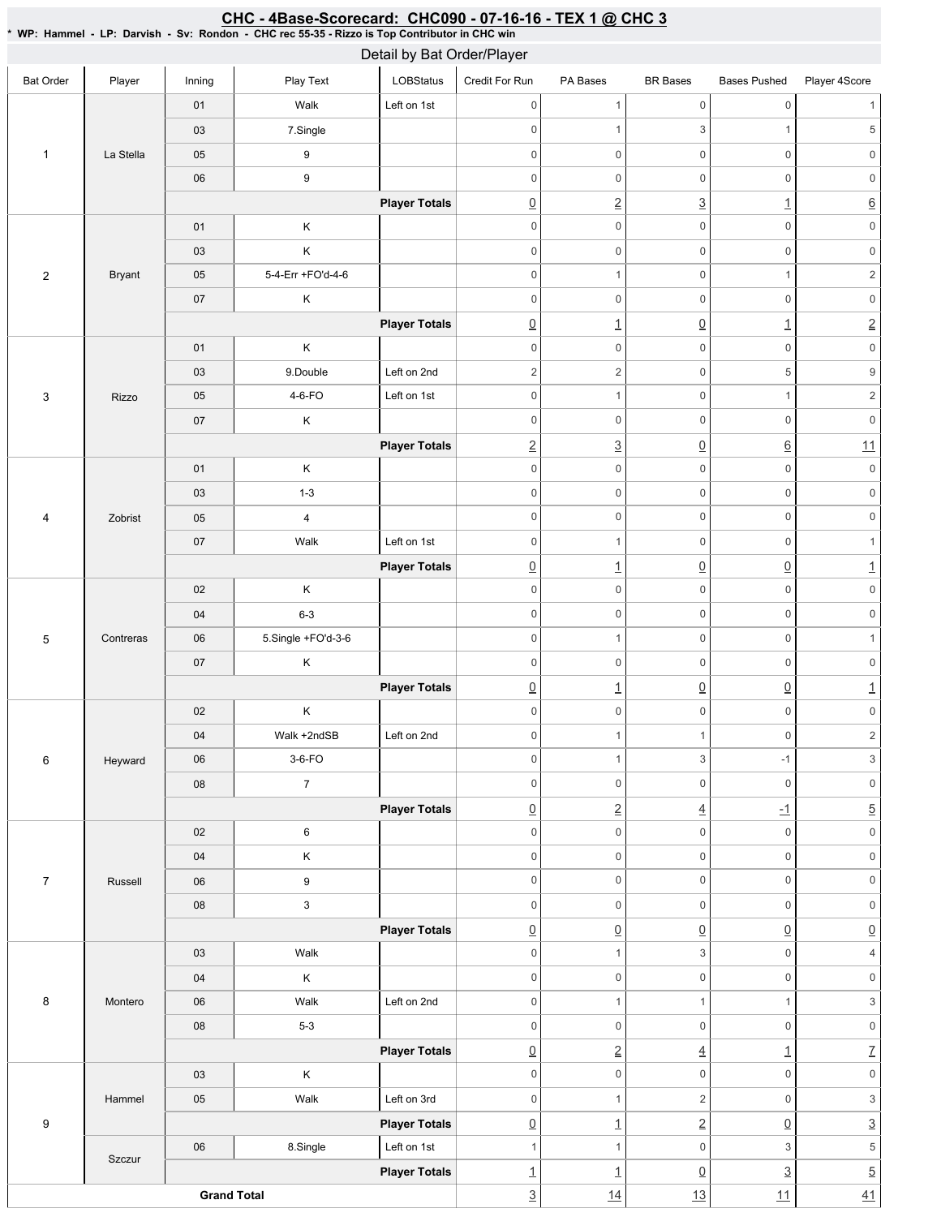## CHC - 4Base-Scorecard: CHC090 - 07-16-16 - TEX 1 @ CHC 3

**\* WP: Hammel - LP: Darvish - Sv: Rondon - CHC rec 55-35 - Rizzo is Top Contributor in CHC win**

### Detail by Bat Order/Player

| Bat Order | Player | Inning | Play Text | LOBStatus | Credit For Run | PA Bases | BR Bases | Bases Pushed | Player 4Score |
|---|---|---|---|---|---|---|---|---|---|
| 1 | La Stella | 01 | Walk | Left on 1st | 0 | 1 | 0 | 0 | 1 |
| | | 03 | 7.Single | | 0 | 1 | 3 | 1 | 5 |
| | | 05 | 9 | | 0 | 0 | 0 | 0 | 0 |
| | | 06 | 9 | | 0 | 0 | 0 | 0 | 0 |
| | | | | **Player Totals** | 0 | 2 | 3 | 1 | 6 |
| 2 | Bryant | 01 | K | | 0 | 0 | 0 | 0 | 0 |
| | | 03 | K | | 0 | 0 | 0 | 0 | 0 |
| | | 05 | 5-4-Err +FO'd-4-6 | | 0 | 1 | 0 | 1 | 2 |
| | | 07 | K | | 0 | 0 | 0 | 0 | 0 |
| | | | | **Player Totals** | 0 | 1 | 0 | 1 | 2 |
| 3 | Rizzo | 01 | K | | 0 | 0 | 0 | 0 | 0 |
| | | 03 | 9.Double | Left on 2nd | 2 | 2 | 0 | 5 | 9 |
| | | 05 | 4-6-FO | Left on 1st | 0 | 1 | 0 | 1 | 2 |
| | | 07 | K | | 0 | 0 | 0 | 0 | 0 |
| | | | | **Player Totals** | 2 | 3 | 0 | 6 | 11 |
| 4 | Zobrist | 01 | K | | 0 | 0 | 0 | 0 | 0 |
| | | 03 | 1-3 | | 0 | 0 | 0 | 0 | 0 |
| | | 05 | 4 | | 0 | 0 | 0 | 0 | 0 |
| | | 07 | Walk | Left on 1st | 0 | 1 | 0 | 0 | 1 |
| | | | | **Player Totals** | 0 | 1 | 0 | 0 | 1 |
| 5 | Contreras | 02 | K | | 0 | 0 | 0 | 0 | 0 |
| | | 04 | 6-3 | | 0 | 0 | 0 | 0 | 0 |
| | | 06 | 5.Single +FO'd-3-6 | | 0 | 1 | 0 | 0 | 1 |
| | | 07 | K | | 0 | 0 | 0 | 0 | 0 |
| | | | | **Player Totals** | 0 | 1 | 0 | 0 | 1 |
| 6 | Heyward | 02 | K | | 0 | 0 | 0 | 0 | 0 |
| | | 04 | Walk +2ndSB | Left on 2nd | 0 | 1 | 1 | 0 | 2 |
| | | 06 | 3-6-FO | | 0 | 1 | 3 | -1 | 3 |
| | | 08 | 7 | | 0 | 0 | 0 | 0 | 0 |
| | | | | **Player Totals** | 0 | 2 | 4 | -1 | 5 |
| 7 | Russell | 02 | 6 | | 0 | 0 | 0 | 0 | 0 |
| | | 04 | K | | 0 | 0 | 0 | 0 | 0 |
| | | 06 | 9 | | 0 | 0 | 0 | 0 | 0 |
| | | 08 | 3 | | 0 | 0 | 0 | 0 | 0 |
| | | | | **Player Totals** | 0 | 0 | 0 | 0 | 0 |
| 8 | Montero | 03 | Walk | | 0 | 1 | 3 | 0 | 4 |
| | | 04 | K | | 0 | 0 | 0 | 0 | 0 |
| | | 06 | Walk | Left on 2nd | 0 | 1 | 1 | 1 | 3 |
| | | 08 | 5-3 | | 0 | 0 | 0 | 0 | 0 |
| | | | | **Player Totals** | 0 | 2 | 4 | 1 | 7 |
| 9 | Hammel | 03 | K | | 0 | 0 | 0 | 0 | 0 |
| | | 05 | Walk | Left on 3rd | 0 | 1 | 2 | 0 | 3 |
| | | | | **Player Totals** | 0 | 1 | 2 | 0 | 3 |
| | Szczur | 06 | 8.Single | Left on 1st | 1 | 1 | 0 | 3 | 5 |
| | | | | **Player Totals** | 1 | 1 | 0 | 3 | 5 |
| **Grand Total** | | | | | 3 | 14 | 13 | 11 | 41 |